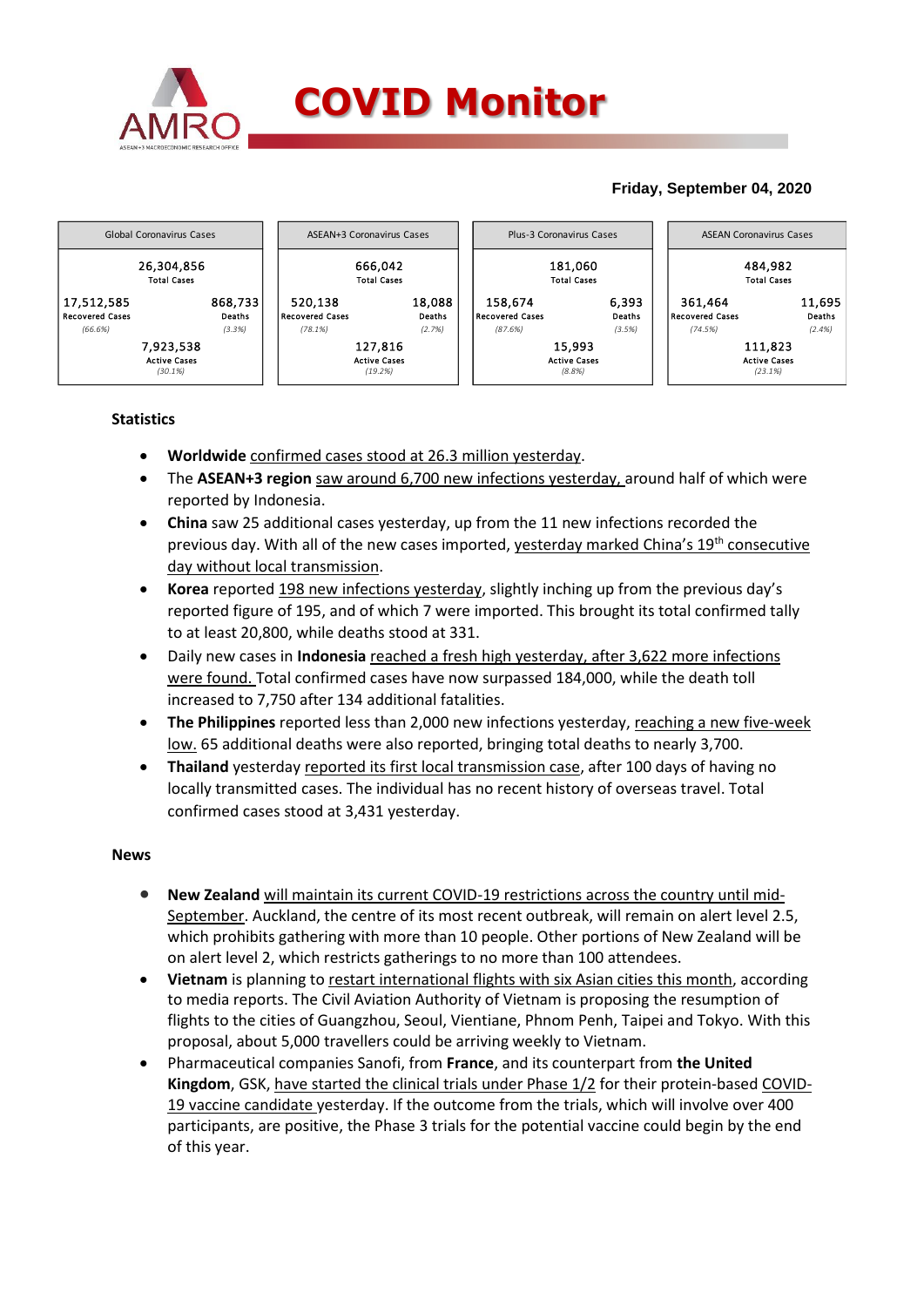# COVID Monitor

**Friday, September 04, 2020**

| Global Coronavirus Cases | | ASEAN+3 Coronavirus Cases | | Plus-3 Coronavirus Cases | | ASEAN Coronavirus Cases | |
|---|---|---|---|---|---|---|---|
| 26,304,856 Total Cases | | 666,042 Total Cases | | 181,060 Total Cases | | 484,982 Total Cases | |
| 17,512,585 Recovered Cases (66.6%) | 868,733 Deaths (3.3%) | 520,138 Recovered Cases (78.1%) | 18,088 Deaths (2.7%) | 158,674 Recovered Cases (87.6%) | 6,393 Deaths (3.5%) | 361,464 Recovered Cases (74.5%) | 11,695 Deaths (2.4%) |
| 7,923,538 Active Cases (30.1%) | | 127,816 Active Cases (19.2%) | | 15,993 Active Cases (8.8%) | | 111,823 Active Cases (23.1%) | |

## Statistics

- **Worldwide** confirmed cases stood at 26.3 million yesterday.
- The **ASEAN+3 region** saw around 6,700 new infections yesterday, around half of which were reported by Indonesia.
- **China** saw 25 additional cases yesterday, up from the 11 new infections recorded the previous day. With all of the new cases imported, yesterday marked China's 19th consecutive day without local transmission.
- **Korea** reported 198 new infections yesterday, slightly inching up from the previous day's reported figure of 195, and of which 7 were imported. This brought its total confirmed tally to at least 20,800, while deaths stood at 331.
- Daily new cases in **Indonesia** reached a fresh high yesterday, after 3,622 more infections were found. Total confirmed cases have now surpassed 184,000, while the death toll increased to 7,750 after 134 additional fatalities.
- **The Philippines** reported less than 2,000 new infections yesterday, reaching a new five-week low. 65 additional deaths were also reported, bringing total deaths to nearly 3,700.
- **Thailand** yesterday reported its first local transmission case, after 100 days of having no locally transmitted cases. The individual has no recent history of overseas travel. Total confirmed cases stood at 3,431 yesterday.

## News

- **New Zealand** will maintain its current COVID-19 restrictions across the country until mid-September. Auckland, the centre of its most recent outbreak, will remain on alert level 2.5, which prohibits gathering with more than 10 people. Other portions of New Zealand will be on alert level 2, which restricts gatherings to no more than 100 attendees.
- **Vietnam** is planning to restart international flights with six Asian cities this month, according to media reports. The Civil Aviation Authority of Vietnam is proposing the resumption of flights to the cities of Guangzhou, Seoul, Vientiane, Phnom Penh, Taipei and Tokyo. With this proposal, about 5,000 travellers could be arriving weekly to Vietnam.
- Pharmaceutical companies Sanofi, from **France**, and its counterpart from **the United Kingdom**, GSK, have started the clinical trials under Phase 1/2 for their protein-based COVID-19 vaccine candidate yesterday. If the outcome from the trials, which will involve over 400 participants, are positive, the Phase 3 trials for the potential vaccine could begin by the end of this year.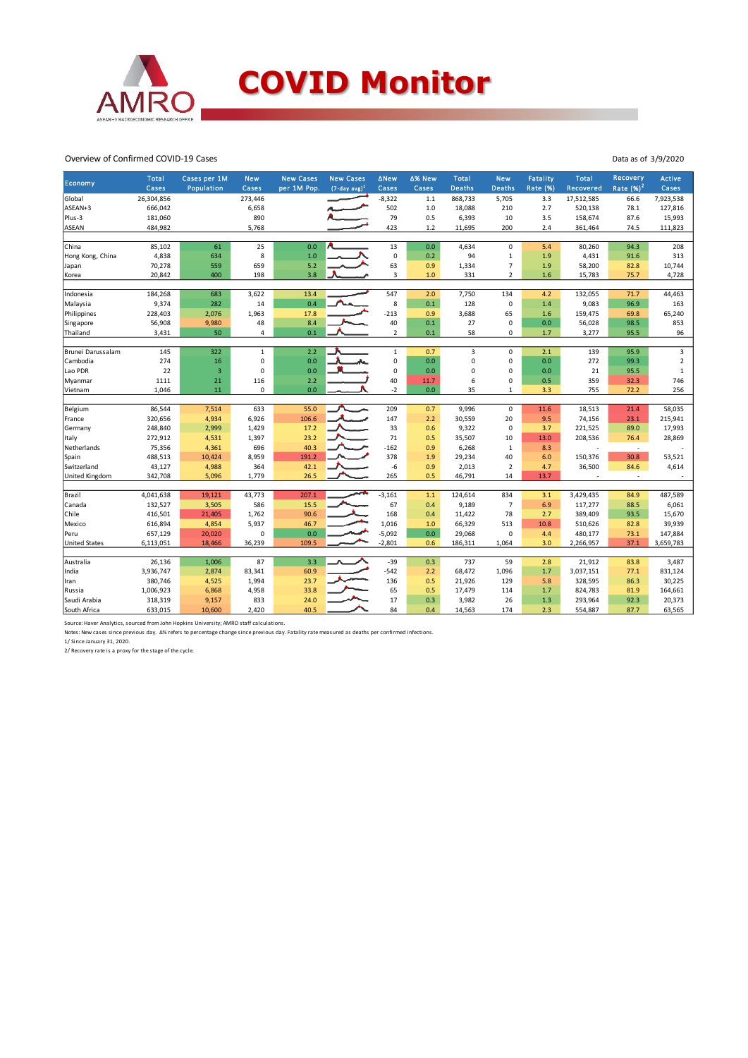# COVID Monitor

Overview of Confirmed COVID-19 Cases

Data as of 3/9/2020

| Economy | Total Cases | Cases per 1M Population | New Cases | New Cases per 1M Pop. | New Cases (7-day avg)[1] | ΔNew Cases | Δ% New Cases | Total Deaths | New Deaths | Fatality Rate (%) | Total Recovered | Recovery Rate (%)[2] | Active Cases |
|---|---|---|---|---|---|---|---|---|---|---|---|---|---|
| Global | 26,304,856 | | 273,446 | | | -8,322 | 1.1 | 868,733 | 5,705 | 3.3 | 17,512,585 | 66.6 | 7,923,538 |
| ASEAN+3 | 666,042 | | 6,658 | | | 502 | 1.0 | 18,088 | 210 | 2.7 | 520,138 | 78.1 | 127,816 |
| Plus-3 | 181,060 | | 890 | | | 79 | 0.5 | 6,393 | 10 | 3.5 | 158,674 | 87.6 | 15,993 |
| ASEAN | 484,982 | | 5,768 | | | 423 | 1.2 | 11,695 | 200 | 2.4 | 361,464 | 74.5 | 111,823 |
| | | | | | | | | | | | | | |
| China | 85,102 | 61 | 25 | 0.0 | | 13 | 0.0 | 4,634 | 0 | 5.4 | 80,260 | 94.3 | 208 |
| Hong Kong, China | 4,838 | 634 | 8 | 1.0 | | 0 | 0.2 | 94 | 1 | 1.9 | 4,431 | 91.6 | 313 |
| Japan | 70,278 | 559 | 659 | 5.2 | | 63 | 0.9 | 1,334 | 7 | 1.9 | 58,200 | 82.8 | 10,744 |
| Korea | 20,842 | 400 | 198 | 3.8 | | 3 | 1.0 | 331 | 2 | 1.6 | 15,783 | 75.7 | 4,728 |
| | | | | | | | | | | | | | |
| Indonesia | 184,268 | 683 | 3,622 | 13.4 | | 547 | 2.0 | 7,750 | 134 | 4.2 | 132,055 | 71.7 | 44,463 |
| Malaysia | 9,374 | 282 | 14 | 0.4 | | 8 | 0.1 | 128 | 0 | 1.4 | 9,083 | 96.9 | 163 |
| Philippines | 228,403 | 2,076 | 1,963 | 17.8 | | -213 | 0.9 | 3,688 | 65 | 1.6 | 159,475 | 69.8 | 65,240 |
| Singapore | 56,908 | 9,980 | 48 | 8.4 | | 40 | 0.1 | 27 | 0 | 0.0 | 56,028 | 98.5 | 853 |
| Thailand | 3,431 | 50 | 4 | 0.1 | | 2 | 0.1 | 58 | 0 | 1.7 | 3,277 | 95.5 | 96 |
| | | | | | | | | | | | | | |
| Brunei Darussalam | 145 | 322 | 1 | 2.2 | | 1 | 0.7 | 3 | 0 | 2.1 | 139 | 95.9 | 3 |
| Cambodia | 274 | 16 | 0 | 0.0 | | 0 | 0.0 | 0 | 0 | 0.0 | 272 | 99.3 | 2 |
| Lao PDR | 22 | 3 | 0 | 0.0 | | 0 | 0.0 | 0 | 0 | 0.0 | 21 | 95.5 | 1 |
| Myanmar | 1111 | 21 | 116 | 2.2 | | 40 | 11.7 | 6 | 0 | 0.5 | 359 | 32.3 | 746 |
| Vietnam | 1,046 | 11 | 0 | 0.0 | | -2 | 0.0 | 35 | 1 | 3.3 | 755 | 72.2 | 256 |
| | | | | | | | | | | | | | |
| Belgium | 86,544 | 7,514 | 633 | 55.0 | | 209 | 0.7 | 9,996 | 0 | 11.6 | 18,513 | 21.4 | 58,035 |
| France | 320,656 | 4,934 | 6,926 | 106.6 | | 147 | 2.2 | 30,559 | 20 | 9.5 | 74,156 | 23.1 | 215,941 |
| Germany | 248,840 | 2,999 | 1,429 | 17.2 | | 33 | 0.6 | 9,322 | 0 | 3.7 | 221,525 | 89.0 | 17,993 |
| Italy | 272,912 | 4,531 | 1,397 | 23.2 | | 71 | 0.5 | 35,507 | 10 | 13.0 | 208,536 | 76.4 | 28,869 |
| Netherlands | 75,356 | 4,361 | 696 | 40.3 | | -162 | 0.9 | 6,268 | 1 | 8.3 | - | - | - |
| Spain | 488,513 | 10,424 | 8,959 | 191.2 | | 378 | 1.9 | 29,234 | 40 | 6.0 | 150,376 | 30.8 | 53,521 |
| Switzerland | 43,127 | 4,988 | 364 | 42.1 | | -6 | 0.9 | 2,013 | 2 | 4.7 | 36,500 | 84.6 | 4,614 |
| United Kingdom | 342,708 | 5,096 | 1,779 | 26.5 | | 265 | 0.5 | 46,791 | 14 | 13.7 | - | - | - |
| | | | | | | | | | | | | | |
| Brazil | 4,041,638 | 19,121 | 43,773 | 207.1 | | -3,161 | 1.1 | 124,614 | 834 | 3.1 | 3,429,435 | 84.9 | 487,589 |
| Canada | 132,527 | 3,505 | 586 | 15.5 | | 67 | 0.4 | 9,189 | 7 | 6.9 | 117,277 | 88.5 | 6,061 |
| Chile | 416,501 | 21,405 | 1,762 | 90.6 | | 168 | 0.4 | 11,422 | 78 | 2.7 | 389,409 | 93.5 | 15,670 |
| Mexico | 616,894 | 4,854 | 5,937 | 46.7 | | 1,016 | 1.0 | 66,329 | 513 | 10.8 | 510,626 | 82.8 | 39,939 |
| Peru | 657,129 | 20,020 | 0 | 0.0 | | -5,092 | 0.0 | 29,068 | 0 | 4.4 | 480,177 | 73.1 | 147,884 |
| United States | 6,113,051 | 18,466 | 36,239 | 109.5 | | -2,801 | 0.6 | 186,311 | 1,064 | 3.0 | 2,266,957 | 37.1 | 3,659,783 |
| | | | | | | | | | | | | | |
| Australia | 26,136 | 1,006 | 87 | 3.3 | | -39 | 0.3 | 737 | 59 | 2.8 | 21,912 | 83.8 | 3,487 |
| India | 3,936,747 | 2,874 | 83,341 | 60.9 | | -542 | 2.2 | 68,472 | 1,096 | 1.7 | 3,037,151 | 77.1 | 831,124 |
| Iran | 380,746 | 4,525 | 1,994 | 23.7 | | 136 | 0.5 | 21,926 | 129 | 5.8 | 328,595 | 86.3 | 30,225 |
| Russia | 1,006,923 | 6,868 | 4,958 | 33.8 | | 65 | 0.5 | 17,479 | 114 | 1.7 | 824,783 | 81.9 | 164,661 |
| Saudi Arabia | 318,319 | 9,157 | 833 | 24.0 | | 17 | 0.3 | 3,982 | 26 | 1.3 | 293,964 | 92.3 | 20,373 |
| South Africa | 633,015 | 10,600 | 2,420 | 40.5 | | 84 | 0.4 | 14,563 | 174 | 2.3 | 554,887 | 87.7 | 63,565 |

Source: Haver Analytics, sourced from John Hopkins University; AMRO staff calculations.

Notes: New cases since previous day. Δ% refers to percentage change since previous day. Fatality rate measured as deaths per confirmed infections.

1/ Since January 31, 2020.

2/ Recovery rate is a proxy for the stage of the cycle.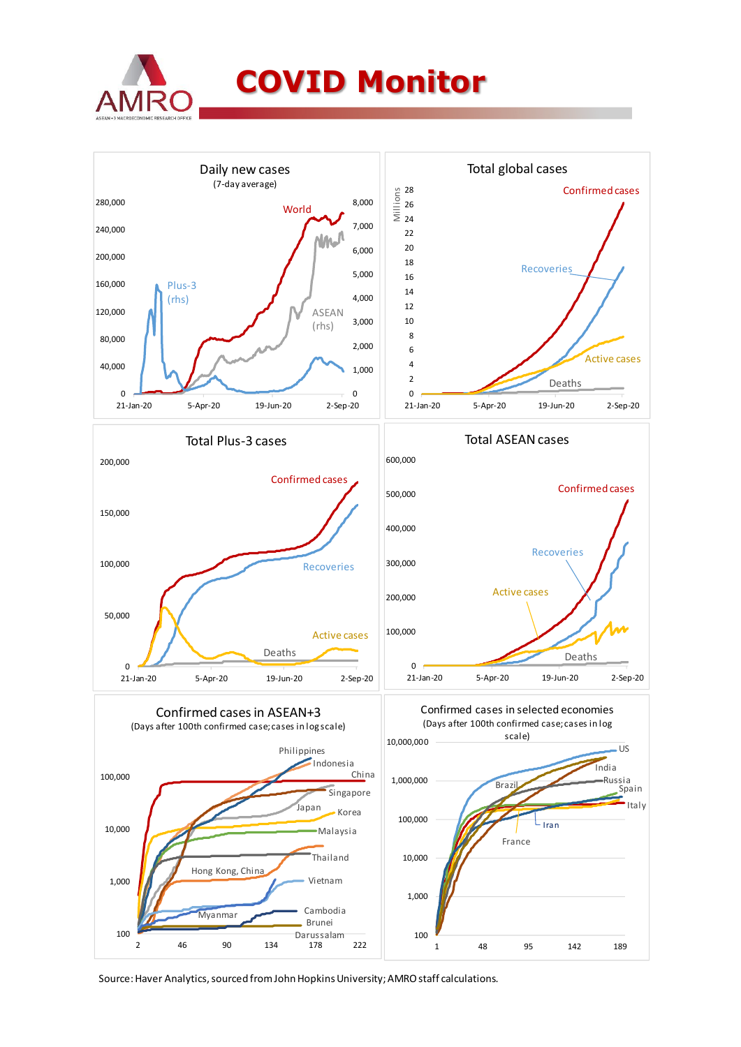# COVID Monitor

## Daily new cases

(7-day average)

280,000
240,000
200,000
160,000
120,000
80,000
40,000
0

8,000
7,000
6,000
5,000
4,000
3,000
2,000
1,000
0

World

Plus-3 (rhs)

ASEAN (rhs)

21-Jan-20 5-Apr-20 19-Jun-20 2-Sep-20

## Total global cases

Millions

28
26
24
22
20
18
16
14
12
10
8
6
4
2
0

Confirmed cases

Recoveries

Active cases

Deaths

21-Jan-20 5-Apr-20 19-Jun-20 2-Sep-20

## Total Plus-3 cases

200,000
150,000
100,000
50,000
0

Confirmed cases

Recoveries

Active cases

Deaths

21-Jan-20 5-Apr-20 19-Jun-20 2-Sep-20

## Total ASEAN cases

600,000
500,000
400,000
300,000
200,000
100,000
0

Confirmed cases

Recoveries

Active cases

Deaths

21-Jan-20 5-Apr-20 19-Jun-20 2-Sep-20

## Confirmed cases in ASEAN+3

(Days after 100th confirmed case; cases in log scale)

100,000
10,000
1,000
100

Philippines
Indonesia
China
Singapore
Japan
Korea
Malaysia
Thailand
Hong Kong, China
Vietnam
Myanmar
Cambodia
Brunei Darussalam

2 46 90 134 178 222

## Confirmed cases in selected economies

(Days after 100th confirmed case; cases in log scale)

10,000,000
1,000,000
100,000
10,000
1,000
100

US
India
Brazil
Russia
Spain
Italy
Iran
France

1 48 95 142 189

Source: Haver Analytics, sourced from John Hopkins University; AMRO staff calculations.